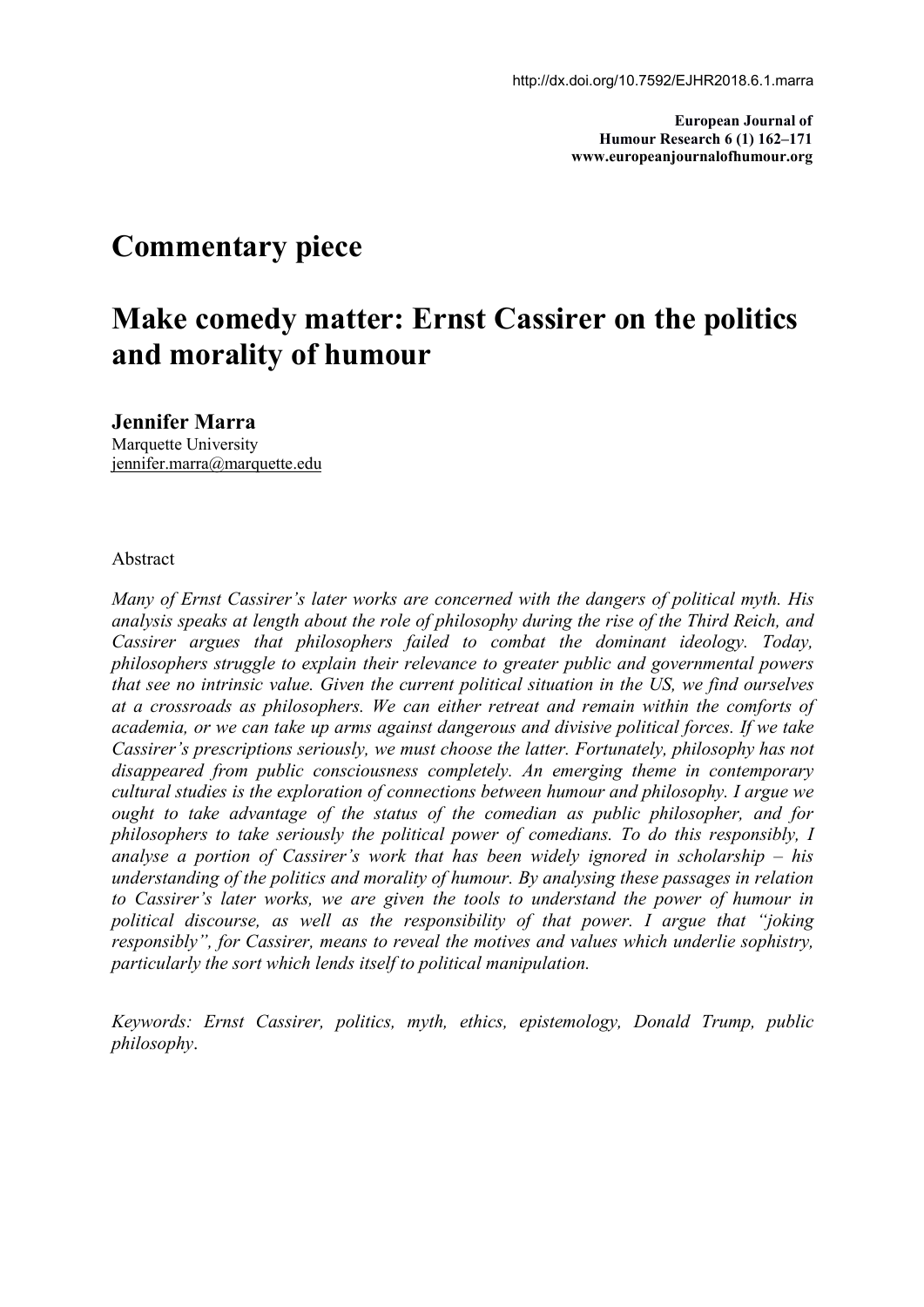http://dx.doi.org/10.7592/EJHR2018.6.1.marra

**European Journal of Humour Research 6 (1) 162–171**
**www.europeanjournalofhumour.org**

# Commentary piece

# Make comedy matter: Ernst Cassirer on the politics and morality of humour

**Jennifer Marra**
Marquette University
jennifer.marra@marquette.edu

Abstract

*Many of Ernst Cassirer's later works are concerned with the dangers of political myth. His analysis speaks at length about the role of philosophy during the rise of the Third Reich, and Cassirer argues that philosophers failed to combat the dominant ideology. Today, philosophers struggle to explain their relevance to greater public and governmental powers that see no intrinsic value. Given the current political situation in the US, we find ourselves at a crossroads as philosophers. We can either retreat and remain within the comforts of academia, or we can take up arms against dangerous and divisive political forces. If we take Cassirer's prescriptions seriously, we must choose the latter. Fortunately, philosophy has not disappeared from public consciousness completely. An emerging theme in contemporary cultural studies is the exploration of connections between humour and philosophy. I argue we ought to take advantage of the status of the comedian as public philosopher, and for philosophers to take seriously the political power of comedians. To do this responsibly, I analyse a portion of Cassirer's work that has been widely ignored in scholarship – his understanding of the politics and morality of humour. By analysing these passages in relation to Cassirer's later works, we are given the tools to understand the power of humour in political discourse, as well as the responsibility of that power. I argue that "joking responsibly", for Cassirer, means to reveal the motives and values which underlie sophistry, particularly the sort which lends itself to political manipulation.*

*Keywords: Ernst Cassirer, politics, myth, ethics, epistemology, Donald Trump, public philosophy*.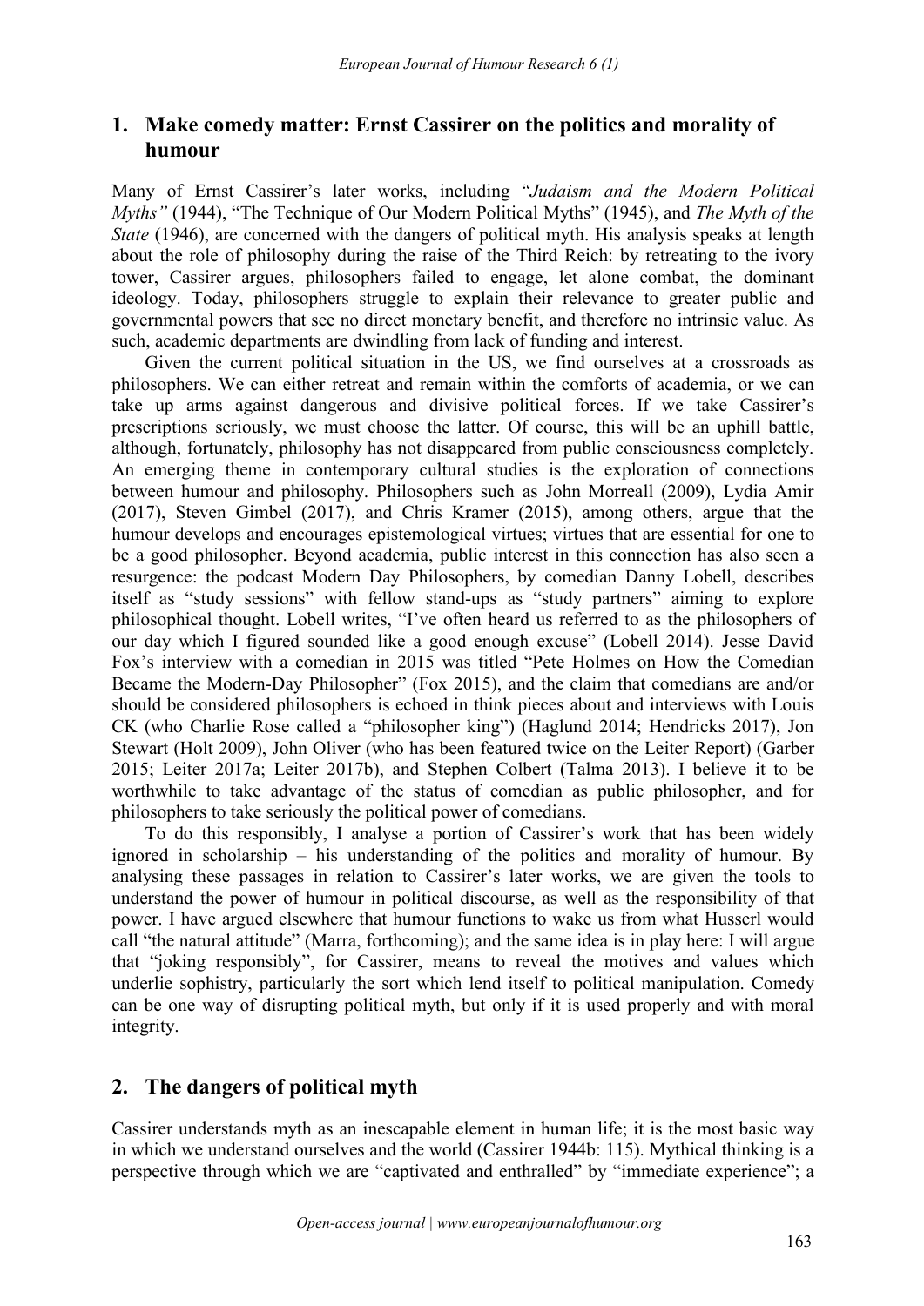## 1. Make comedy matter: Ernst Cassirer on the politics and morality of humour

Many of Ernst Cassirer's later works, including "*Judaism and the Modern Political Myths"* (1944), "The Technique of Our Modern Political Myths" (1945), and *The Myth of the State* (1946), are concerned with the dangers of political myth. His analysis speaks at length about the role of philosophy during the raise of the Third Reich: by retreating to the ivory tower, Cassirer argues, philosophers failed to engage, let alone combat, the dominant ideology. Today, philosophers struggle to explain their relevance to greater public and governmental powers that see no direct monetary benefit, and therefore no intrinsic value. As such, academic departments are dwindling from lack of funding and interest.

Given the current political situation in the US, we find ourselves at a crossroads as philosophers. We can either retreat and remain within the comforts of academia, or we can take up arms against dangerous and divisive political forces. If we take Cassirer's prescriptions seriously, we must choose the latter. Of course, this will be an uphill battle, although, fortunately, philosophy has not disappeared from public consciousness completely. An emerging theme in contemporary cultural studies is the exploration of connections between humour and philosophy. Philosophers such as John Morreall (2009), Lydia Amir (2017), Steven Gimbel (2017), and Chris Kramer (2015), among others, argue that the humour develops and encourages epistemological virtues; virtues that are essential for one to be a good philosopher. Beyond academia, public interest in this connection has also seen a resurgence: the podcast Modern Day Philosophers, by comedian Danny Lobell, describes itself as "study sessions" with fellow stand-ups as "study partners" aiming to explore philosophical thought. Lobell writes, "I've often heard us referred to as the philosophers of our day which I figured sounded like a good enough excuse" (Lobell 2014). Jesse David Fox's interview with a comedian in 2015 was titled "Pete Holmes on How the Comedian Became the Modern-Day Philosopher" (Fox 2015), and the claim that comedians are and/or should be considered philosophers is echoed in think pieces about and interviews with Louis CK (who Charlie Rose called a "philosopher king") (Haglund 2014; Hendricks 2017), Jon Stewart (Holt 2009), John Oliver (who has been featured twice on the Leiter Report) (Garber 2015; Leiter 2017a; Leiter 2017b), and Stephen Colbert (Talma 2013). I believe it to be worthwhile to take advantage of the status of comedian as public philosopher, and for philosophers to take seriously the political power of comedians.

To do this responsibly, I analyse a portion of Cassirer's work that has been widely ignored in scholarship – his understanding of the politics and morality of humour. By analysing these passages in relation to Cassirer's later works, we are given the tools to understand the power of humour in political discourse, as well as the responsibility of that power. I have argued elsewhere that humour functions to wake us from what Husserl would call "the natural attitude" (Marra, forthcoming); and the same idea is in play here: I will argue that "joking responsibly", for Cassirer, means to reveal the motives and values which underlie sophistry, particularly the sort which lend itself to political manipulation. Comedy can be one way of disrupting political myth, but only if it is used properly and with moral integrity.

## 2. The dangers of political myth

Cassirer understands myth as an inescapable element in human life; it is the most basic way in which we understand ourselves and the world (Cassirer 1944b: 115). Mythical thinking is a perspective through which we are "captivated and enthralled" by "immediate experience"; a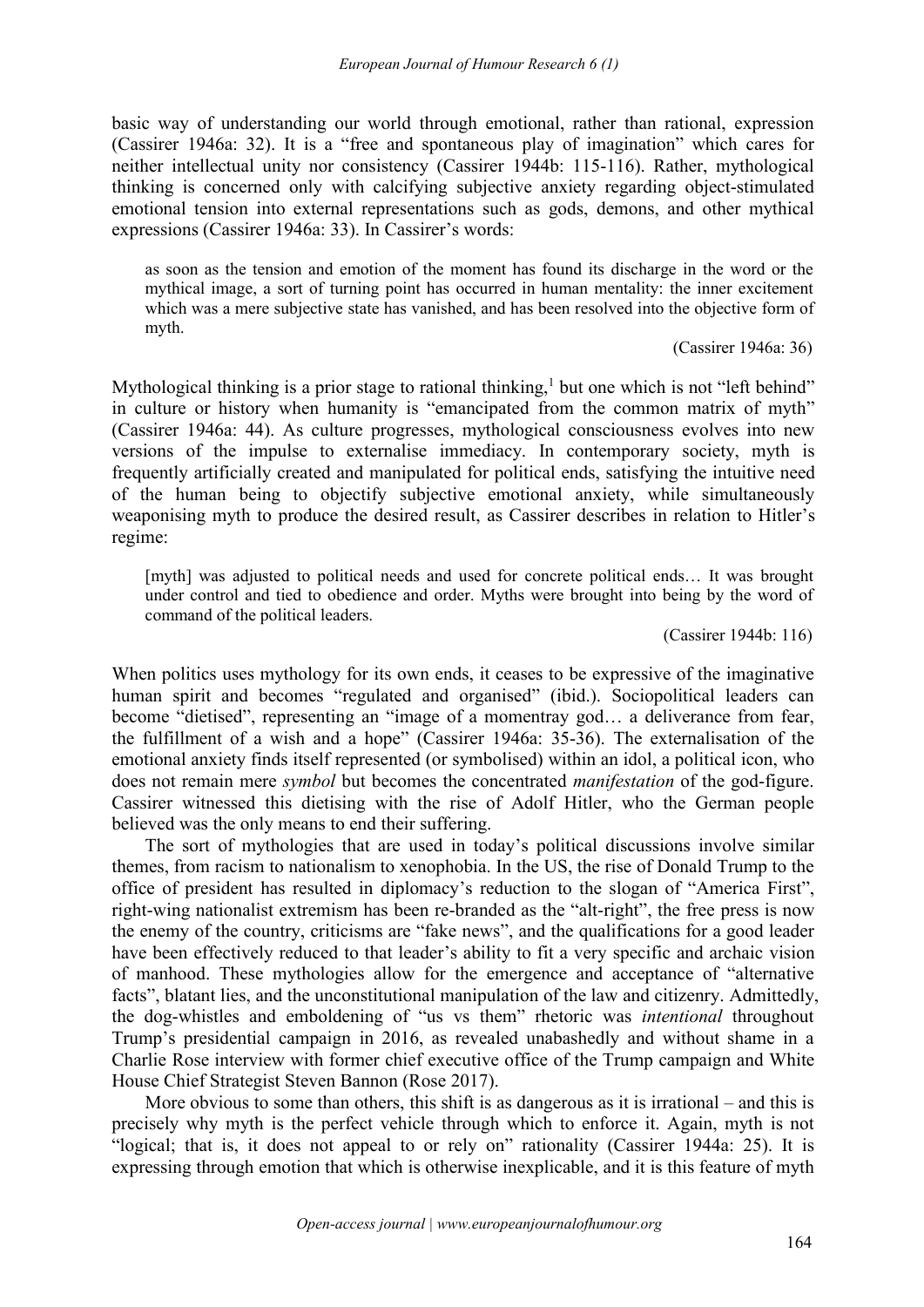basic way of understanding our world through emotional, rather than rational, expression (Cassirer 1946a: 32). It is a "free and spontaneous play of imagination" which cares for neither intellectual unity nor consistency (Cassirer 1944b: 115-116). Rather, mythological thinking is concerned only with calcifying subjective anxiety regarding object-stimulated emotional tension into external representations such as gods, demons, and other mythical expressions (Cassirer 1946a: 33). In Cassirer's words:

> as soon as the tension and emotion of the moment has found its discharge in the word or the mythical image, a sort of turning point has occurred in human mentality: the inner excitement which was a mere subjective state has vanished, and has been resolved into the objective form of myth.
>
> (Cassirer 1946a: 36)

Mythological thinking is a prior stage to rational thinking,[1] but one which is not "left behind" in culture or history when humanity is "emancipated from the common matrix of myth" (Cassirer 1946a: 44). As culture progresses, mythological consciousness evolves into new versions of the impulse to externalise immediacy. In contemporary society, myth is frequently artificially created and manipulated for political ends, satisfying the intuitive need of the human being to objectify subjective emotional anxiety, while simultaneously weaponising myth to produce the desired result, as Cassirer describes in relation to Hitler's regime:

> [myth] was adjusted to political needs and used for concrete political ends… It was brought under control and tied to obedience and order. Myths were brought into being by the word of command of the political leaders.
>
> (Cassirer 1944b: 116)

When politics uses mythology for its own ends, it ceases to be expressive of the imaginative human spirit and becomes "regulated and organised" (ibid.). Sociopolitical leaders can become "dietised", representing an "image of a momentray god… a deliverance from fear, the fulfillment of a wish and a hope" (Cassirer 1946a: 35-36). The externalisation of the emotional anxiety finds itself represented (or symbolised) within an idol, a political icon, who does not remain mere *symbol* but becomes the concentrated *manifestation* of the god-figure. Cassirer witnessed this dietising with the rise of Adolf Hitler, who the German people believed was the only means to end their suffering.

The sort of mythologies that are used in today's political discussions involve similar themes, from racism to nationalism to xenophobia. In the US, the rise of Donald Trump to the office of president has resulted in diplomacy's reduction to the slogan of "America First", right-wing nationalist extremism has been re-branded as the "alt-right", the free press is now the enemy of the country, criticisms are "fake news", and the qualifications for a good leader have been effectively reduced to that leader's ability to fit a very specific and archaic vision of manhood. These mythologies allow for the emergence and acceptance of "alternative facts", blatant lies, and the unconstitutional manipulation of the law and citizenry. Admittedly, the dog-whistles and emboldening of "us vs them" rhetoric was *intentional* throughout Trump's presidential campaign in 2016, as revealed unabashedly and without shame in a Charlie Rose interview with former chief executive office of the Trump campaign and White House Chief Strategist Steven Bannon (Rose 2017).

More obvious to some than others, this shift is as dangerous as it is irrational – and this is precisely why myth is the perfect vehicle through which to enforce it. Again, myth is not "logical; that is, it does not appeal to or rely on" rationality (Cassirer 1944a: 25). It is expressing through emotion that which is otherwise inexplicable, and it is this feature of myth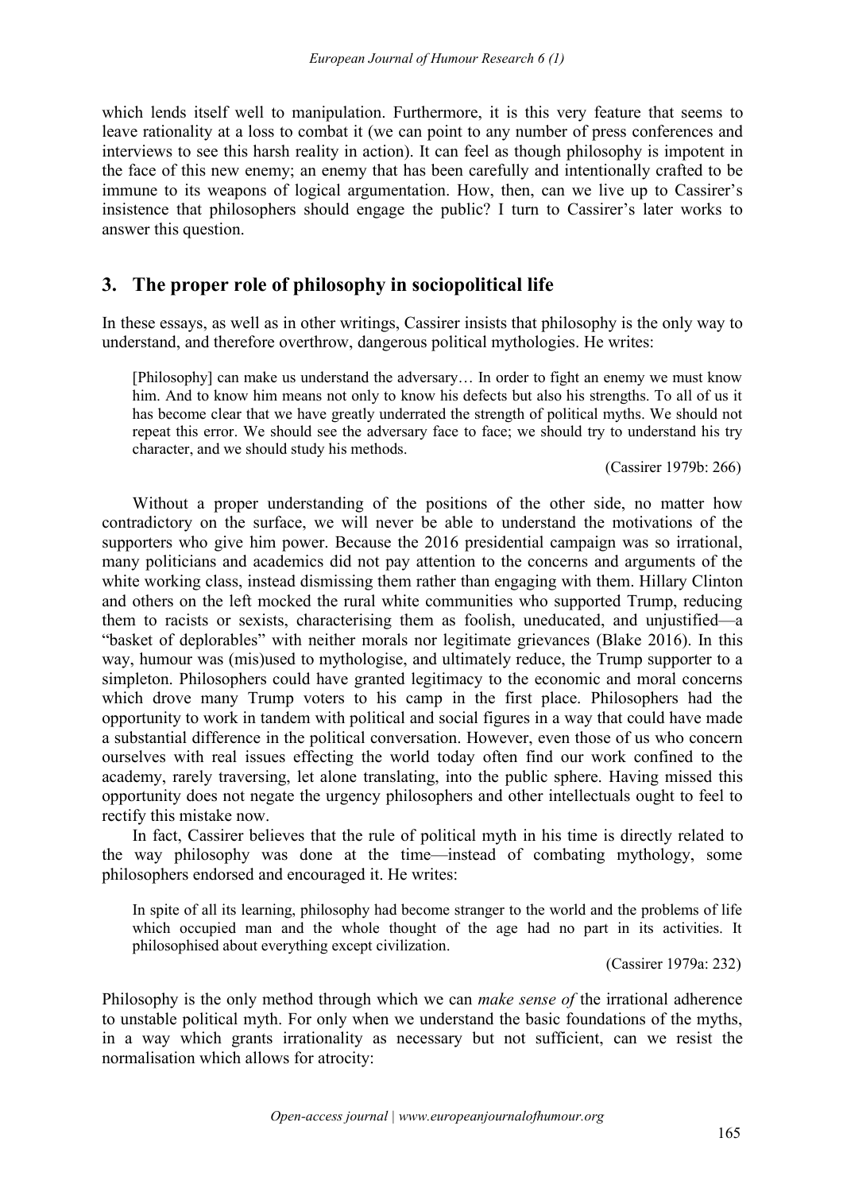which lends itself well to manipulation. Furthermore, it is this very feature that seems to leave rationality at a loss to combat it (we can point to any number of press conferences and interviews to see this harsh reality in action). It can feel as though philosophy is impotent in the face of this new enemy; an enemy that has been carefully and intentionally crafted to be immune to its weapons of logical argumentation. How, then, can we live up to Cassirer's insistence that philosophers should engage the public? I turn to Cassirer's later works to answer this question.

## 3. The proper role of philosophy in sociopolitical life

In these essays, as well as in other writings, Cassirer insists that philosophy is the only way to understand, and therefore overthrow, dangerous political mythologies. He writes:

> [Philosophy] can make us understand the adversary… In order to fight an enemy we must know him. And to know him means not only to know his defects but also his strengths. To all of us it has become clear that we have greatly underrated the strength of political myths. We should not repeat this error. We should see the adversary face to face; we should try to understand his try character, and we should study his methods.
>
> (Cassirer 1979b: 266)

Without a proper understanding of the positions of the other side, no matter how contradictory on the surface, we will never be able to understand the motivations of the supporters who give him power. Because the 2016 presidential campaign was so irrational, many politicians and academics did not pay attention to the concerns and arguments of the white working class, instead dismissing them rather than engaging with them. Hillary Clinton and others on the left mocked the rural white communities who supported Trump, reducing them to racists or sexists, characterising them as foolish, uneducated, and unjustified—a "basket of deplorables" with neither morals nor legitimate grievances (Blake 2016). In this way, humour was (mis)used to mythologise, and ultimately reduce, the Trump supporter to a simpleton. Philosophers could have granted legitimacy to the economic and moral concerns which drove many Trump voters to his camp in the first place. Philosophers had the opportunity to work in tandem with political and social figures in a way that could have made a substantial difference in the political conversation. However, even those of us who concern ourselves with real issues effecting the world today often find our work confined to the academy, rarely traversing, let alone translating, into the public sphere. Having missed this opportunity does not negate the urgency philosophers and other intellectuals ought to feel to rectify this mistake now.

In fact, Cassirer believes that the rule of political myth in his time is directly related to the way philosophy was done at the time—instead of combating mythology, some philosophers endorsed and encouraged it. He writes:

> In spite of all its learning, philosophy had become stranger to the world and the problems of life which occupied man and the whole thought of the age had no part in its activities. It philosophised about everything except civilization.
>
> (Cassirer 1979a: 232)

Philosophy is the only method through which we can *make sense of* the irrational adherence to unstable political myth. For only when we understand the basic foundations of the myths, in a way which grants irrationality as necessary but not sufficient, can we resist the normalisation which allows for atrocity: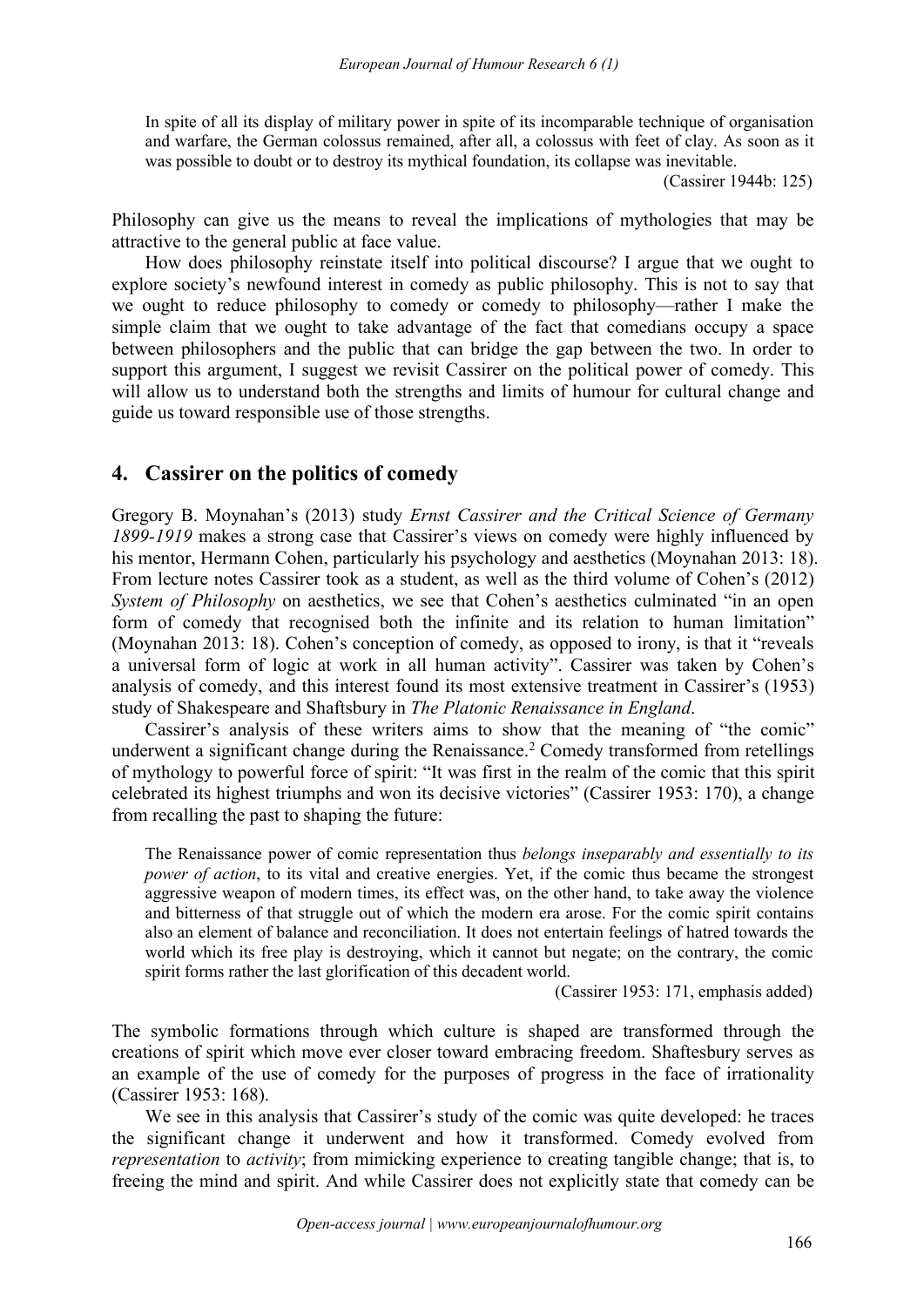> In spite of all its display of military power in spite of its incomparable technique of organisation and warfare, the German colossus remained, after all, a colossus with feet of clay. As soon as it was possible to doubt or to destroy its mythical foundation, its collapse was inevitable.
>
> (Cassirer 1944b: 125)

Philosophy can give us the means to reveal the implications of mythologies that may be attractive to the general public at face value.

How does philosophy reinstate itself into political discourse? I argue that we ought to explore society's newfound interest in comedy as public philosophy. This is not to say that we ought to reduce philosophy to comedy or comedy to philosophy—rather I make the simple claim that we ought to take advantage of the fact that comedians occupy a space between philosophers and the public that can bridge the gap between the two. In order to support this argument, I suggest we revisit Cassirer on the political power of comedy. This will allow us to understand both the strengths and limits of humour for cultural change and guide us toward responsible use of those strengths.

## 4. Cassirer on the politics of comedy

Gregory B. Moynahan's (2013) study *Ernst Cassirer and the Critical Science of Germany 1899-1919* makes a strong case that Cassirer's views on comedy were highly influenced by his mentor, Hermann Cohen, particularly his psychology and aesthetics (Moynahan 2013: 18). From lecture notes Cassirer took as a student, as well as the third volume of Cohen's (2012) *System of Philosophy* on aesthetics, we see that Cohen's aesthetics culminated "in an open form of comedy that recognised both the infinite and its relation to human limitation" (Moynahan 2013: 18). Cohen's conception of comedy, as opposed to irony, is that it "reveals a universal form of logic at work in all human activity". Cassirer was taken by Cohen's analysis of comedy, and this interest found its most extensive treatment in Cassirer's (1953) study of Shakespeare and Shaftsbury in *The Platonic Renaissance in England*.

Cassirer's analysis of these writers aims to show that the meaning of "the comic" underwent a significant change during the Renaissance.[2] Comedy transformed from retellings of mythology to powerful force of spirit: "It was first in the realm of the comic that this spirit celebrated its highest triumphs and won its decisive victories" (Cassirer 1953: 170), a change from recalling the past to shaping the future:

> The Renaissance power of comic representation thus *belongs inseparably and essentially to its power of action*, to its vital and creative energies. Yet, if the comic thus became the strongest aggressive weapon of modern times, its effect was, on the other hand, to take away the violence and bitterness of that struggle out of which the modern era arose. For the comic spirit contains also an element of balance and reconciliation. It does not entertain feelings of hatred towards the world which its free play is destroying, which it cannot but negate; on the contrary, the comic spirit forms rather the last glorification of this decadent world.
>
> (Cassirer 1953: 171, emphasis added)

The symbolic formations through which culture is shaped are transformed through the creations of spirit which move ever closer toward embracing freedom. Shaftesbury serves as an example of the use of comedy for the purposes of progress in the face of irrationality (Cassirer 1953: 168).

We see in this analysis that Cassirer's study of the comic was quite developed: he traces the significant change it underwent and how it transformed. Comedy evolved from *representation* to *activity*; from mimicking experience to creating tangible change; that is, to freeing the mind and spirit. And while Cassirer does not explicitly state that comedy can be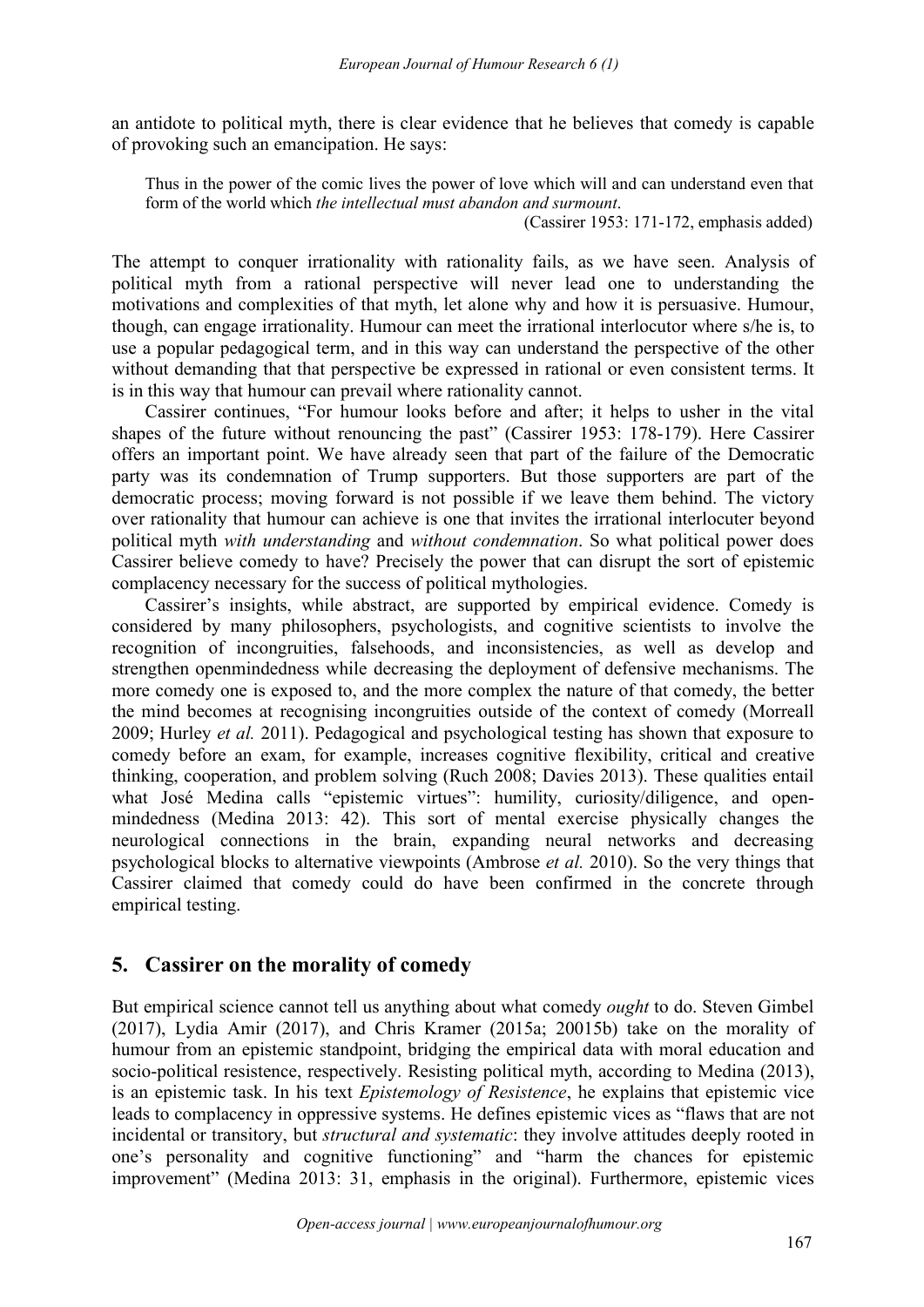an antidote to political myth, there is clear evidence that he believes that comedy is capable of provoking such an emancipation. He says:

> Thus in the power of the comic lives the power of love which will and can understand even that form of the world which *the intellectual must abandon and surmount*.
>
> (Cassirer 1953: 171-172, emphasis added)

The attempt to conquer irrationality with rationality fails, as we have seen. Analysis of political myth from a rational perspective will never lead one to understanding the motivations and complexities of that myth, let alone why and how it is persuasive. Humour, though, can engage irrationality. Humour can meet the irrational interlocutor where s/he is, to use a popular pedagogical term, and in this way can understand the perspective of the other without demanding that that perspective be expressed in rational or even consistent terms. It is in this way that humour can prevail where rationality cannot.

Cassirer continues, "For humour looks before and after; it helps to usher in the vital shapes of the future without renouncing the past" (Cassirer 1953: 178-179). Here Cassirer offers an important point. We have already seen that part of the failure of the Democratic party was its condemnation of Trump supporters. But those supporters are part of the democratic process; moving forward is not possible if we leave them behind. The victory over rationality that humour can achieve is one that invites the irrational interlocuter beyond political myth *with understanding* and *without condemnation*. So what political power does Cassirer believe comedy to have? Precisely the power that can disrupt the sort of epistemic complacency necessary for the success of political mythologies.

Cassirer's insights, while abstract, are supported by empirical evidence. Comedy is considered by many philosophers, psychologists, and cognitive scientists to involve the recognition of incongruities, falsehoods, and inconsistencies, as well as develop and strengthen openmindedness while decreasing the deployment of defensive mechanisms. The more comedy one is exposed to, and the more complex the nature of that comedy, the better the mind becomes at recognising incongruities outside of the context of comedy (Morreall 2009; Hurley *et al.* 2011). Pedagogical and psychological testing has shown that exposure to comedy before an exam, for example, increases cognitive flexibility, critical and creative thinking, cooperation, and problem solving (Ruch 2008; Davies 2013). These qualities entail what José Medina calls "epistemic virtues": humility, curiosity/diligence, and open-mindedness (Medina 2013: 42). This sort of mental exercise physically changes the neurological connections in the brain, expanding neural networks and decreasing psychological blocks to alternative viewpoints (Ambrose *et al.* 2010). So the very things that Cassirer claimed that comedy could do have been confirmed in the concrete through empirical testing.

## 5. Cassirer on the morality of comedy

But empirical science cannot tell us anything about what comedy *ought* to do. Steven Gimbel (2017), Lydia Amir (2017), and Chris Kramer (2015a; 20015b) take on the morality of humour from an epistemic standpoint, bridging the empirical data with moral education and socio-political resistence, respectively. Resisting political myth, according to Medina (2013), is an epistemic task. In his text *Epistemology of Resistence*, he explains that epistemic vice leads to complacency in oppressive systems. He defines epistemic vices as "flaws that are not incidental or transitory, but *structural and systematic*: they involve attitudes deeply rooted in one's personality and cognitive functioning" and "harm the chances for epistemic improvement" (Medina 2013: 31, emphasis in the original). Furthermore, epistemic vices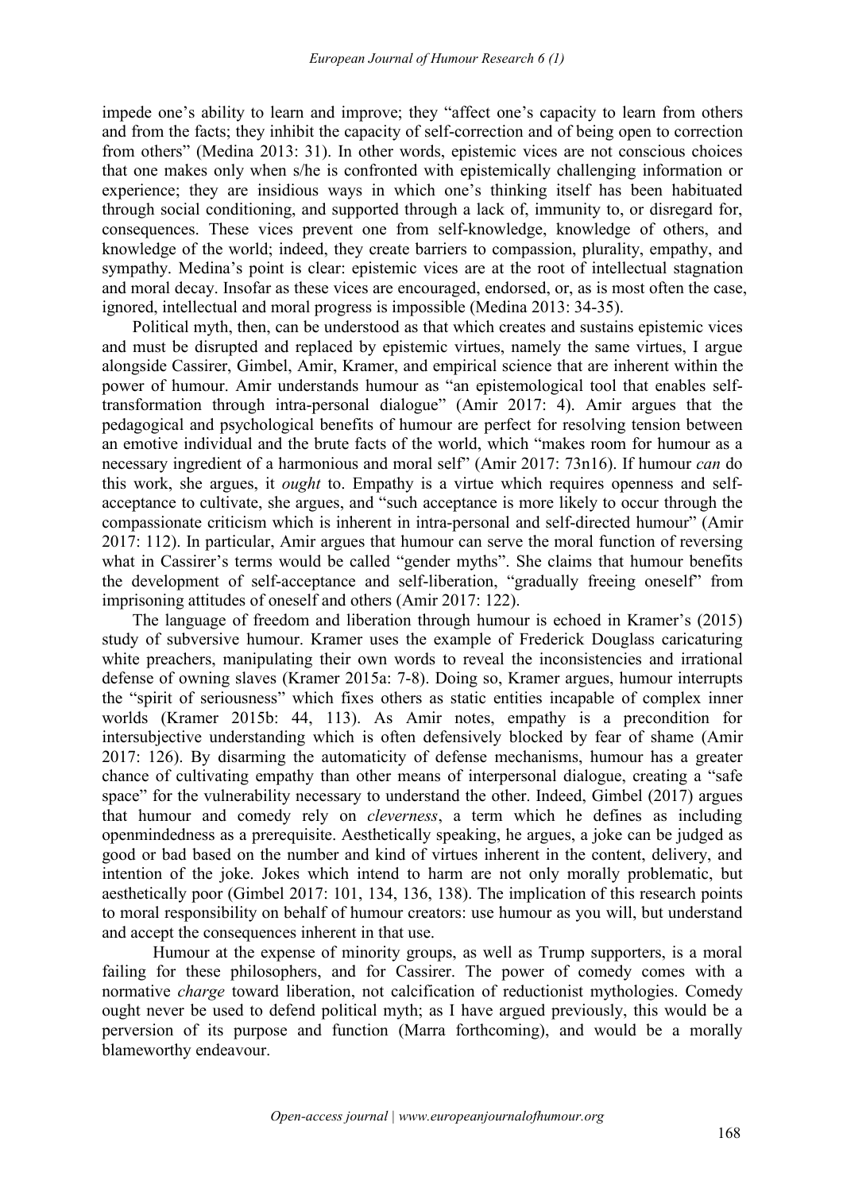impede one's ability to learn and improve; they "affect one's capacity to learn from others and from the facts; they inhibit the capacity of self-correction and of being open to correction from others" (Medina 2013: 31). In other words, epistemic vices are not conscious choices that one makes only when s/he is confronted with epistemically challenging information or experience; they are insidious ways in which one's thinking itself has been habituated through social conditioning, and supported through a lack of, immunity to, or disregard for, consequences. These vices prevent one from self-knowledge, knowledge of others, and knowledge of the world; indeed, they create barriers to compassion, plurality, empathy, and sympathy. Medina's point is clear: epistemic vices are at the root of intellectual stagnation and moral decay. Insofar as these vices are encouraged, endorsed, or, as is most often the case, ignored, intellectual and moral progress is impossible (Medina 2013: 34-35).

Political myth, then, can be understood as that which creates and sustains epistemic vices and must be disrupted and replaced by epistemic virtues, namely the same virtues, I argue alongside Cassirer, Gimbel, Amir, Kramer, and empirical science that are inherent within the power of humour. Amir understands humour as "an epistemological tool that enables self-transformation through intra-personal dialogue" (Amir 2017: 4). Amir argues that the pedagogical and psychological benefits of humour are perfect for resolving tension between an emotive individual and the brute facts of the world, which "makes room for humour as a necessary ingredient of a harmonious and moral self" (Amir 2017: 73n16). If humour *can* do this work, she argues, it *ought* to. Empathy is a virtue which requires openness and self-acceptance to cultivate, she argues, and "such acceptance is more likely to occur through the compassionate criticism which is inherent in intra-personal and self-directed humour" (Amir 2017: 112). In particular, Amir argues that humour can serve the moral function of reversing what in Cassirer's terms would be called "gender myths". She claims that humour benefits the development of self-acceptance and self-liberation, "gradually freeing oneself" from imprisoning attitudes of oneself and others (Amir 2017: 122).

The language of freedom and liberation through humour is echoed in Kramer's (2015) study of subversive humour. Kramer uses the example of Frederick Douglass caricaturing white preachers, manipulating their own words to reveal the inconsistencies and irrational defense of owning slaves (Kramer 2015a: 7-8). Doing so, Kramer argues, humour interrupts the "spirit of seriousness" which fixes others as static entities incapable of complex inner worlds (Kramer 2015b: 44, 113). As Amir notes, empathy is a precondition for intersubjective understanding which is often defensively blocked by fear of shame (Amir 2017: 126). By disarming the automaticity of defense mechanisms, humour has a greater chance of cultivating empathy than other means of interpersonal dialogue, creating a "safe space" for the vulnerability necessary to understand the other. Indeed, Gimbel (2017) argues that humour and comedy rely on *cleverness*, a term which he defines as including openmindedness as a prerequisite. Aesthetically speaking, he argues, a joke can be judged as good or bad based on the number and kind of virtues inherent in the content, delivery, and intention of the joke. Jokes which intend to harm are not only morally problematic, but aesthetically poor (Gimbel 2017: 101, 134, 136, 138). The implication of this research points to moral responsibility on behalf of humour creators: use humour as you will, but understand and accept the consequences inherent in that use.

Humour at the expense of minority groups, as well as Trump supporters, is a moral failing for these philosophers, and for Cassirer. The power of comedy comes with a normative *charge* toward liberation, not calcification of reductionist mythologies. Comedy ought never be used to defend political myth; as I have argued previously, this would be a perversion of its purpose and function (Marra forthcoming), and would be a morally blameworthy endeavour.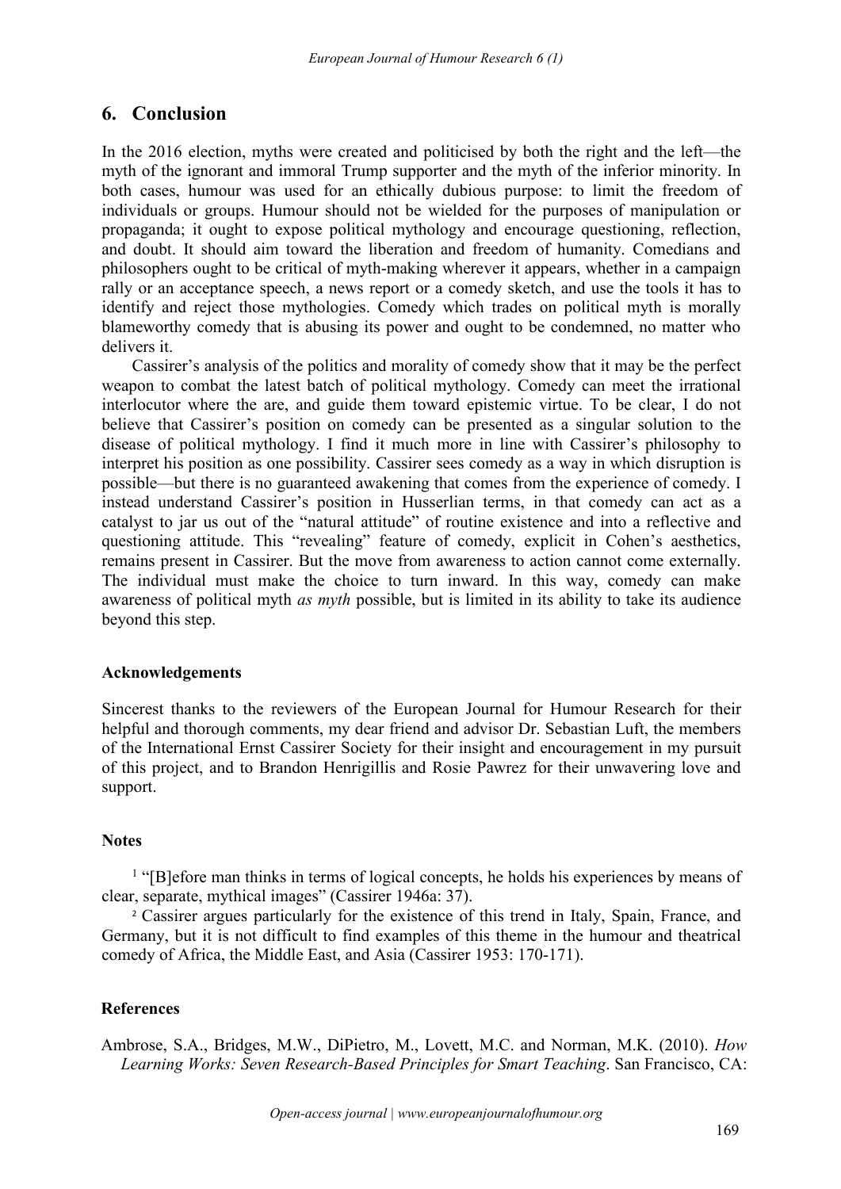## 6. Conclusion

In the 2016 election, myths were created and politicised by both the right and the left—the myth of the ignorant and immoral Trump supporter and the myth of the inferior minority. In both cases, humour was used for an ethically dubious purpose: to limit the freedom of individuals or groups. Humour should not be wielded for the purposes of manipulation or propaganda; it ought to expose political mythology and encourage questioning, reflection, and doubt. It should aim toward the liberation and freedom of humanity. Comedians and philosophers ought to be critical of myth-making wherever it appears, whether in a campaign rally or an acceptance speech, a news report or a comedy sketch, and use the tools it has to identify and reject those mythologies. Comedy which trades on political myth is morally blameworthy comedy that is abusing its power and ought to be condemned, no matter who delivers it.

Cassirer's analysis of the politics and morality of comedy show that it may be the perfect weapon to combat the latest batch of political mythology. Comedy can meet the irrational interlocutor where the are, and guide them toward epistemic virtue. To be clear, I do not believe that Cassirer's position on comedy can be presented as a singular solution to the disease of political mythology. I find it much more in line with Cassirer's philosophy to interpret his position as one possibility. Cassirer sees comedy as a way in which disruption is possible—but there is no guaranteed awakening that comes from the experience of comedy. I instead understand Cassirer's position in Husserlian terms, in that comedy can act as a catalyst to jar us out of the "natural attitude" of routine existence and into a reflective and questioning attitude. This "revealing" feature of comedy, explicit in Cohen's aesthetics, remains present in Cassirer. But the move from awareness to action cannot come externally. The individual must make the choice to turn inward. In this way, comedy can make awareness of political myth *as myth* possible, but is limited in its ability to take its audience beyond this step.

### Acknowledgements

Sincerest thanks to the reviewers of the European Journal for Humour Research for their helpful and thorough comments, my dear friend and advisor Dr. Sebastian Luft, the members of the International Ernst Cassirer Society for their insight and encouragement in my pursuit of this project, and to Brandon Henrigillis and Rosie Pawrez for their unwavering love and support.

### Notes

[1] "[B]efore man thinks in terms of logical concepts, he holds his experiences by means of clear, separate, mythical images" (Cassirer 1946a: 37).

[2] Cassirer argues particularly for the existence of this trend in Italy, Spain, France, and Germany, but it is not difficult to find examples of this theme in the humour and theatrical comedy of Africa, the Middle East, and Asia (Cassirer 1953: 170-171).

### References

Ambrose, S.A., Bridges, M.W., DiPietro, M., Lovett, M.C. and Norman, M.K. (2010). *How Learning Works: Seven Research-Based Principles for Smart Teaching*. San Francisco, CA: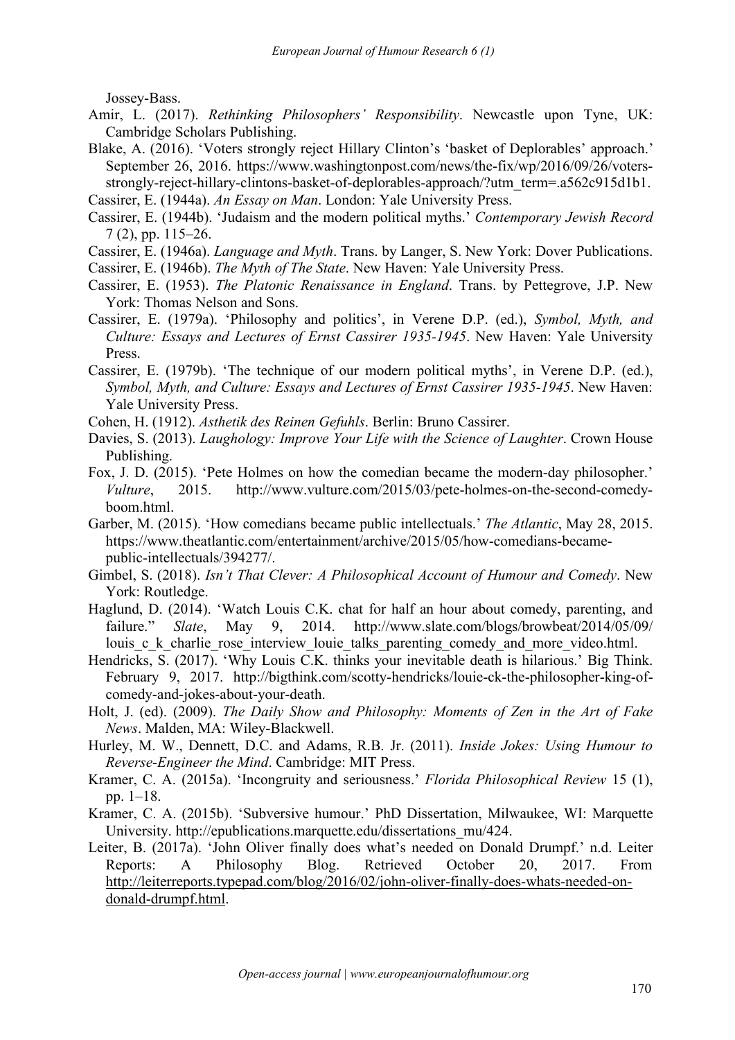Jossey-Bass.

Amir, L. (2017). *Rethinking Philosophers' Responsibility*. Newcastle upon Tyne, UK: Cambridge Scholars Publishing.

Blake, A. (2016). 'Voters strongly reject Hillary Clinton's 'basket of Deplorables' approach.' September 26, 2016. https://www.washingtonpost.com/news/the-fix/wp/2016/09/26/voters-strongly-reject-hillary-clintons-basket-of-deplorables-approach/?utm_term=.a562c915d1b1.

Cassirer, E. (1944a). *An Essay on Man*. London: Yale University Press.

Cassirer, E. (1944b). 'Judaism and the modern political myths.' *Contemporary Jewish Record* 7 (2), pp. 115–26.

Cassirer, E. (1946a). *Language and Myth*. Trans. by Langer, S. New York: Dover Publications.

Cassirer, E. (1946b). *The Myth of The State*. New Haven: Yale University Press.

Cassirer, E. (1953). *The Platonic Renaissance in England*. Trans. by Pettegrove, J.P. New York: Thomas Nelson and Sons.

Cassirer, E. (1979a). 'Philosophy and politics', in Verene D.P. (ed.), *Symbol, Myth, and Culture: Essays and Lectures of Ernst Cassirer 1935-1945*. New Haven: Yale University Press.

Cassirer, E. (1979b). 'The technique of our modern political myths', in Verene D.P. (ed.), *Symbol, Myth, and Culture: Essays and Lectures of Ernst Cassirer 1935-1945*. New Haven: Yale University Press.

Cohen, H. (1912). *Asthetik des Reinen Gefuhls*. Berlin: Bruno Cassirer.

Davies, S. (2013). *Laughology: Improve Your Life with the Science of Laughter*. Crown House Publishing.

Fox, J. D. (2015). 'Pete Holmes on how the comedian became the modern-day philosopher.' *Vulture*, 2015. http://www.vulture.com/2015/03/pete-holmes-on-the-second-comedy-boom.html.

Garber, M. (2015). 'How comedians became public intellectuals.' *The Atlantic*, May 28, 2015. https://www.theatlantic.com/entertainment/archive/2015/05/how-comedians-became-public-intellectuals/394277/.

Gimbel, S. (2018). *Isn't That Clever: A Philosophical Account of Humour and Comedy*. New York: Routledge.

Haglund, D. (2014). 'Watch Louis C.K. chat for half an hour about comedy, parenting, and failure." *Slate*, May 9, 2014. http://www.slate.com/blogs/browbeat/2014/05/09/louis_c_k_charlie_rose_interview_louie_talks_parenting_comedy_and_more_video.html.

Hendricks, S. (2017). 'Why Louis C.K. thinks your inevitable death is hilarious.' Big Think. February 9, 2017. http://bigthink.com/scotty-hendricks/louie-ck-the-philosopher-king-of-comedy-and-jokes-about-your-death.

Holt, J. (ed). (2009). *The Daily Show and Philosophy: Moments of Zen in the Art of Fake News*. Malden, MA: Wiley-Blackwell.

Hurley, M. W., Dennett, D.C. and Adams, R.B. Jr. (2011). *Inside Jokes: Using Humour to Reverse-Engineer the Mind*. Cambridge: MIT Press.

Kramer, C. A. (2015a). 'Incongruity and seriousness.' *Florida Philosophical Review* 15 (1), pp. 1–18.

Kramer, C. A. (2015b). 'Subversive humour.' PhD Dissertation, Milwaukee, WI: Marquette University. http://epublications.marquette.edu/dissertations_mu/424.

Leiter, B. (2017a). 'John Oliver finally does what's needed on Donald Drumpf.' n.d. Leiter Reports: A Philosophy Blog. Retrieved October 20, 2017. From http://leiterreports.typepad.com/blog/2016/02/john-oliver-finally-does-whats-needed-on-donald-drumpf.html.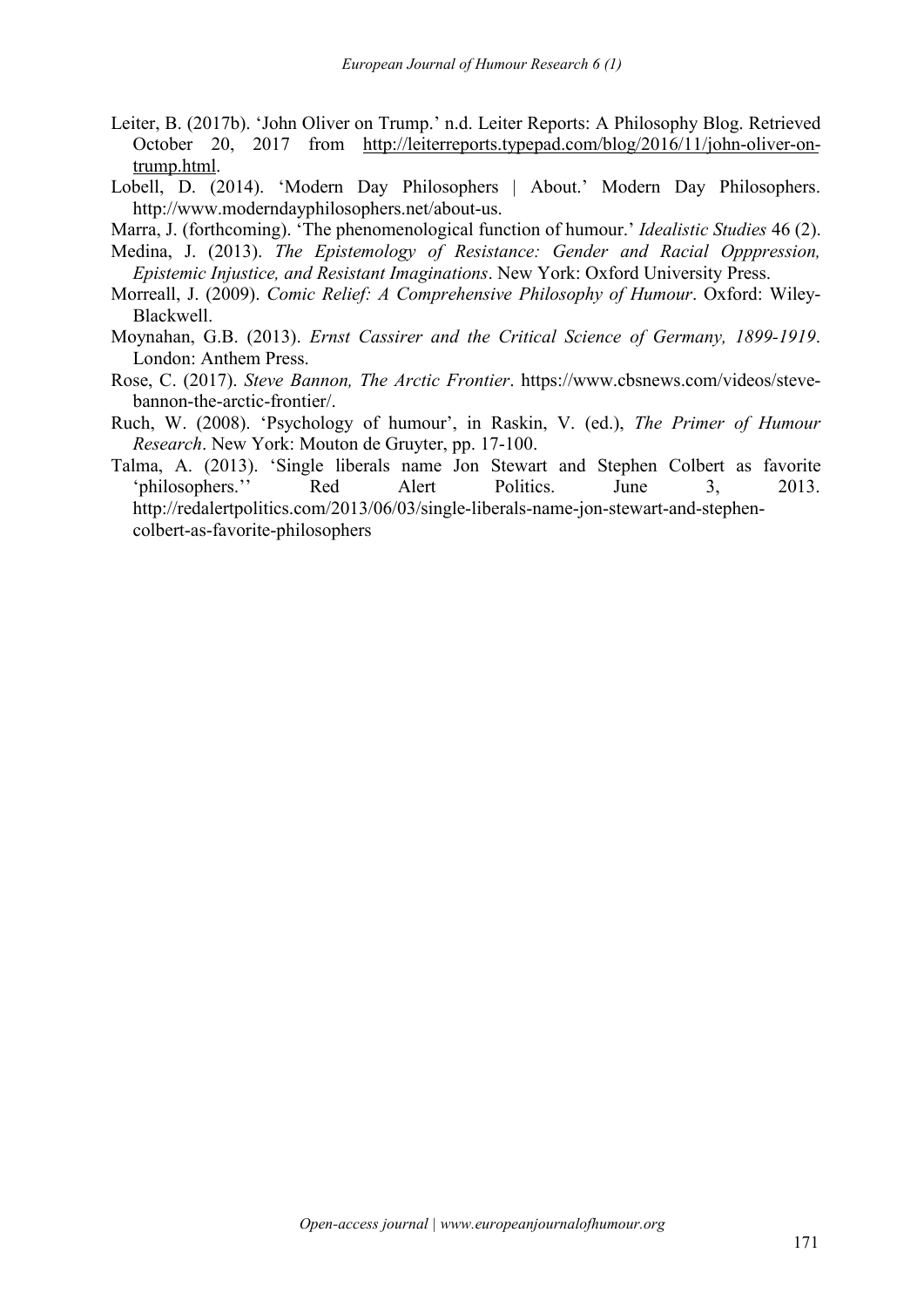Leiter, B. (2017b). 'John Oliver on Trump.' n.d. Leiter Reports: A Philosophy Blog. Retrieved October 20, 2017 from http://leiterreports.typepad.com/blog/2016/11/john-oliver-on-trump.html.

Lobell, D. (2014). 'Modern Day Philosophers | About.' Modern Day Philosophers. http://www.moderndayphilosophers.net/about-us.

Marra, J. (forthcoming). 'The phenomenological function of humour.' *Idealistic Studies* 46 (2).

Medina, J. (2013). *The Epistemology of Resistance: Gender and Racial Opppression, Epistemic Injustice, and Resistant Imaginations*. New York: Oxford University Press.

Morreall, J. (2009). *Comic Relief: A Comprehensive Philosophy of Humour*. Oxford: Wiley-Blackwell.

Moynahan, G.B. (2013). *Ernst Cassirer and the Critical Science of Germany, 1899-1919*. London: Anthem Press.

Rose, C. (2017). *Steve Bannon, The Arctic Frontier*. https://www.cbsnews.com/videos/steve-bannon-the-arctic-frontier/.

Ruch, W. (2008). 'Psychology of humour', in Raskin, V. (ed.), *The Primer of Humour Research*. New York: Mouton de Gruyter, pp. 17-100.

Talma, A. (2013). 'Single liberals name Jon Stewart and Stephen Colbert as favorite 'philosophers.'' Red Alert Politics. June 3, 2013. http://redalertpolitics.com/2013/06/03/single-liberals-name-jon-stewart-and-stephen-colbert-as-favorite-philosophers